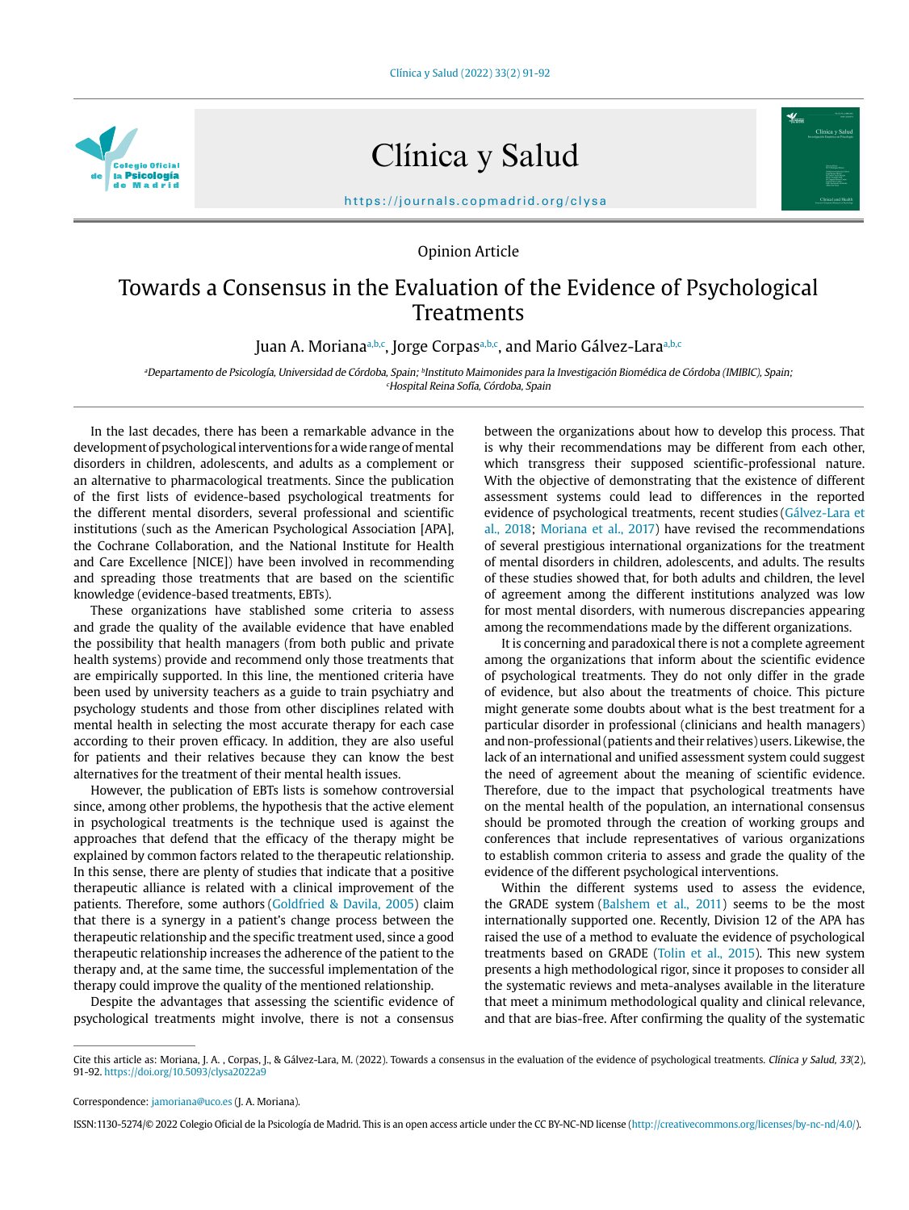Opinion Article

# Towards a Consensus in the Evaluation of the Evidence of Psychological Treatments

Juan A. Moriana[a,b,c], Jorge Corpas[a,b,c], and Mario Gálvez-Lara[a,b,c]

[a]Departamento de Psicología, Universidad de Córdoba, Spain; [b]Instituto Maimonides para la Investigación Biomédica de Córdoba (IMIBIC), Spain; [c]Hospital Reina Sofía, Córdoba, Spain

In the last decades, there has been a remarkable advance in the development of psychological interventions for a wide range of mental disorders in children, adolescents, and adults as a complement or an alternative to pharmacological treatments. Since the publication of the first lists of evidence-based psychological treatments for the different mental disorders, several professional and scientific institutions (such as the American Psychological Association [APA], the Cochrane Collaboration, and the National Institute for Health and Care Excellence [NICE]) have been involved in recommending and spreading those treatments that are based on the scientific knowledge (evidence-based treatments, EBTs).

These organizations have stablished some criteria to assess and grade the quality of the available evidence that have enabled the possibility that health managers (from both public and private health systems) provide and recommend only those treatments that are empirically supported. In this line, the mentioned criteria have been used by university teachers as a guide to train psychiatry and psychology students and those from other disciplines related with mental health in selecting the most accurate therapy for each case according to their proven efficacy. In addition, they are also useful for patients and their relatives because they can know the best alternatives for the treatment of their mental health issues.

However, the publication of EBTs lists is somehow controversial since, among other problems, the hypothesis that the active element in psychological treatments is the technique used is against the approaches that defend that the efficacy of the therapy might be explained by common factors related to the therapeutic relationship. In this sense, there are plenty of studies that indicate that a positive therapeutic alliance is related with a clinical improvement of the patients. Therefore, some authors (Goldfried & Davila, 2005) claim that there is a synergy in a patient's change process between the therapeutic relationship and the specific treatment used, since a good therapeutic relationship increases the adherence of the patient to the therapy and, at the same time, the successful implementation of the therapy could improve the quality of the mentioned relationship.

Despite the advantages that assessing the scientific evidence of psychological treatments might involve, there is not a consensus between the organizations about how to develop this process. That is why their recommendations may be different from each other, which transgress their supposed scientific-professional nature. With the objective of demonstrating that the existence of different assessment systems could lead to differences in the reported evidence of psychological treatments, recent studies (Gálvez-Lara et al., 2018; Moriana et al., 2017) have revised the recommendations of several prestigious international organizations for the treatment of mental disorders in children, adolescents, and adults. The results of these studies showed that, for both adults and children, the level of agreement among the different institutions analyzed was low for most mental disorders, with numerous discrepancies appearing among the recommendations made by the different organizations.

It is concerning and paradoxical there is not a complete agreement among the organizations that inform about the scientific evidence of psychological treatments. They do not only differ in the grade of evidence, but also about the treatments of choice. This picture might generate some doubts about what is the best treatment for a particular disorder in professional (clinicians and health managers) and non-professional (patients and their relatives) users. Likewise, the lack of an international and unified assessment system could suggest the need of agreement about the meaning of scientific evidence. Therefore, due to the impact that psychological treatments have on the mental health of the population, an international consensus should be promoted through the creation of working groups and conferences that include representatives of various organizations to establish common criteria to assess and grade the quality of the evidence of the different psychological interventions.

Within the different systems used to assess the evidence, the GRADE system (Balshem et al., 2011) seems to be the most internationally supported one. Recently, Division 12 of the APA has raised the use of a method to evaluate the evidence of psychological treatments based on GRADE (Tolin et al., 2015). This new system presents a high methodological rigor, since it proposes to consider all the systematic reviews and meta-analyses available in the literature that meet a minimum methodological quality and clinical relevance, and that are bias-free. After confirming the quality of the systematic

---

Cite this article as: Moriana, J. A. , Corpas, J., & Gálvez-Lara, M. (2022). Towards a consensus in the evaluation of the evidence of psychological treatments. *Clínica y Salud, 33*(2), 91-92. https://doi.org/10.5093/clysa2022a9

Correspondence: jamoriana@uco.es (J. A. Moriana).

ISSN:1130-5274/© 2022 Colegio Oficial de la Psicología de Madrid. This is an open access article under the CC BY-NC-ND license (http://creativecommons.org/licenses/by-nc-nd/4.0/).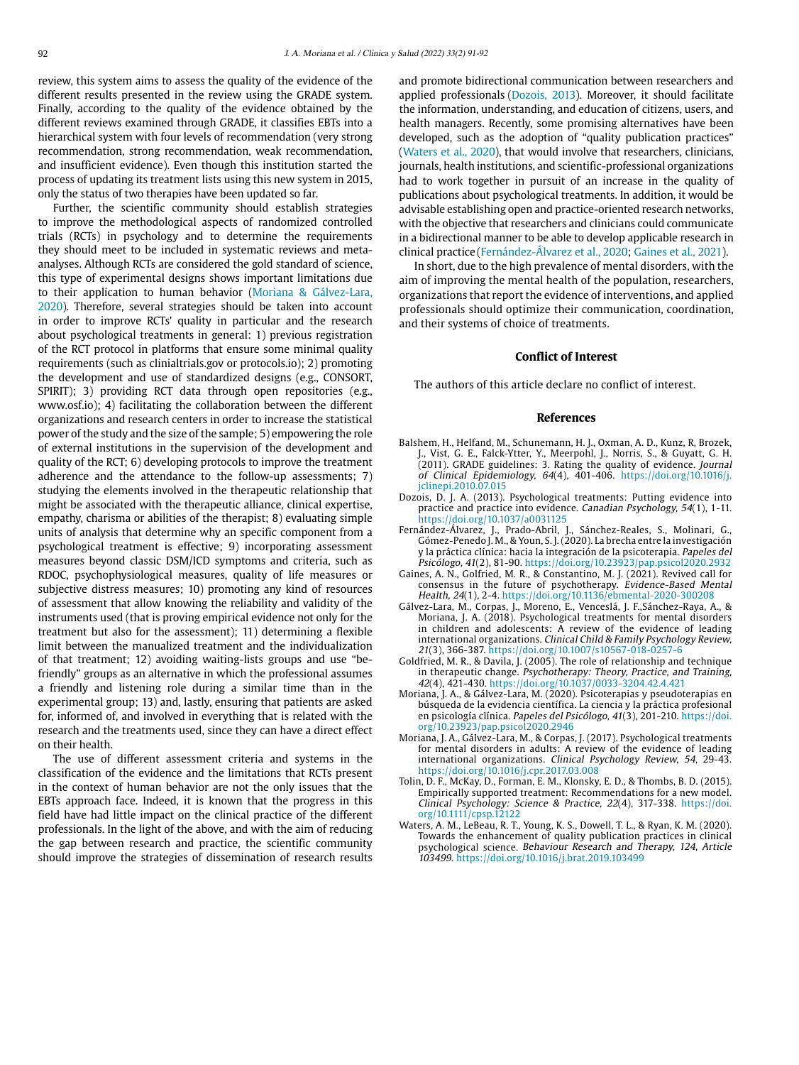review, this system aims to assess the quality of the evidence of the different results presented in the review using the GRADE system. Finally, according to the quality of the evidence obtained by the different reviews examined through GRADE, it classifies EBTs into a hierarchical system with four levels of recommendation (very strong recommendation, strong recommendation, weak recommendation, and insufficient evidence). Even though this institution started the process of updating its treatment lists using this new system in 2015, only the status of two therapies have been updated so far.

Further, the scientific community should establish strategies to improve the methodological aspects of randomized controlled trials (RCTs) in psychology and to determine the requirements they should meet to be included in systematic reviews and meta-analyses. Although RCTs are considered the gold standard of science, this type of experimental designs shows important limitations due to their application to human behavior (Moriana & Gálvez-Lara, 2020). Therefore, several strategies should be taken into account in order to improve RCTs' quality in particular and the research about psychological treatments in general: 1) previous registration of the RCT protocol in platforms that ensure some minimal quality requirements (such as clinialtrials.gov or protocols.io); 2) promoting the development and use of standardized designs (e.g., CONSORT, SPIRIT); 3) providing RCT data through open repositories (e.g., www.osf.io); 4) facilitating the collaboration between the different organizations and research centers in order to increase the statistical power of the study and the size of the sample; 5) empowering the role of external institutions in the supervision of the development and quality of the RCT; 6) developing protocols to improve the treatment adherence and the attendance to the follow-up assessments; 7) studying the elements involved in the therapeutic relationship that might be associated with the therapeutic alliance, clinical expertise, empathy, charisma or abilities of the therapist; 8) evaluating simple units of analysis that determine why an specific component from a psychological treatment is effective; 9) incorporating assessment measures beyond classic DSM/ICD symptoms and criteria, such as RDOC, psychophysiological measures, quality of life measures or subjective distress measures; 10) promoting any kind of resources of assessment that allow knowing the reliability and validity of the instruments used (that is proving empirical evidence not only for the treatment but also for the assessment); 11) determining a flexible limit between the manualized treatment and the individualization of that treatment; 12) avoiding waiting-lists groups and use "be-friendly" groups as an alternative in which the professional assumes a friendly and listening role during a similar time than in the experimental group; 13) and, lastly, ensuring that patients are asked for, informed of, and involved in everything that is related with the research and the treatments used, since they can have a direct effect on their health.

The use of different assessment criteria and systems in the classification of the evidence and the limitations that RCTs present in the context of human behavior are not the only issues that the EBTs approach face. Indeed, it is known that the progress in this field have had little impact on the clinical practice of the different professionals. In the light of the above, and with the aim of reducing the gap between research and practice, the scientific community should improve the strategies of dissemination of research results and promote bidirectional communication between researchers and applied professionals (Dozois, 2013). Moreover, it should facilitate the information, understanding, and education of citizens, users, and health managers. Recently, some promising alternatives have been developed, such as the adoption of "quality publication practices" (Waters et al., 2020), that would involve that researchers, clinicians, journals, health institutions, and scientific-professional organizations had to work together in pursuit of an increase in the quality of publications about psychological treatments. In addition, it would be advisable establishing open and practice-oriented research networks, with the objective that researchers and clinicians could communicate in a bidirectional manner to be able to develop applicable research in clinical practice (Fernández-Álvarez et al., 2020; Gaines et al., 2021).

In short, due to the high prevalence of mental disorders, with the aim of improving the mental health of the population, researchers, organizations that report the evidence of interventions, and applied professionals should optimize their communication, coordination, and their systems of choice of treatments.

## Conflict of Interest

The authors of this article declare no conflict of interest.

## References

Balshem, H., Helfand, M., Schunemann, H. J., Oxman, A. D., Kunz, R, Brozek, J., Vist, G. E., Falck-Ytter, Y., Meerpohl, J., Norris, S., & Guyatt, G. H. (2011). GRADE guidelines: 3. Rating the quality of evidence. *Journal of Clinical Epidemiology, 64*(4), 401-406. https://doi.org/10.1016/j.jclinepi.2010.07.015

Dozois, D. J. A. (2013). Psychological treatments: Putting evidence into practice and practice into evidence. *Canadian Psychology, 54*(1), 1-11. https://doi.org/10.1037/a0031125

Fernández-Álvarez, J., Prado-Abril, J., Sánchez-Reales, S., Molinari, G., Gómez-Penedo J. M., & Youn, S. J. (2020). La brecha entre la investigación y la práctica clínica: hacia la integración de la psicoterapia. *Papeles del Psicólogo, 41*(2), 81-90. https://doi.org/10.23923/pap.psicol2020.2932

Gaines, A. N., Golfried, M. R., & Constantino, M. J. (2021). Revived call for consensus in the future of psychotherapy. *Evidence-Based Mental Health, 24*(1), 2-4. https://doi.org/10.1136/ebmental-2020-300208

Gálvez-Lara, M., Corpas, J., Moreno, E., Venceslá, J. F.,Sánchez-Raya, A., & Moriana, J. A. (2018). Psychological treatments for mental disorders in children and adolescents: A review of the evidence of leading international organizations. *Clinical Child & Family Psychology Review, 21*(3), 366-387. https://doi.org/10.1007/s10567-018-0257-6

Goldfried, M. R., & Davila, J. (2005). The role of relationship and technique in therapeutic change. *Psychotherapy: Theory, Practice, and Training, 42*(4), 421-430. https://doi.org/10.1037/0033-3204.42.4.421

Moriana, J. A., & Gálvez-Lara, M. (2020). Psicoterapias y pseudoterapias en búsqueda de la evidencia científica. La ciencia y la práctica profesional en psicología clínica. *Papeles del Psicólogo, 41*(3), 201-210. https://doi.org/10.23923/pap.psicol2020.2946

Moriana, J. A., Gálvez-Lara, M., & Corpas, J. (2017). Psychological treatments for mental disorders in adults: A review of the evidence of leading international organizations. *Clinical Psychology Review, 54*, 29-43. https://doi.org/10.1016/j.cpr.2017.03.008

Tolin, D. F., McKay, D., Forman, E. M., Klonsky, E. D., & Thombs, B. D. (2015). Empirically supported treatment: Recommendations for a new model. *Clinical Psychology: Science & Practice, 22*(4), 317-338. https://doi.org/10.1111/cpsp.12122

Waters, A. M., LeBeau, R. T., Young, K. S., Dowell, T. L., & Ryan, K. M. (2020). Towards the enhancement of quality publication practices in clinical psychological science. *Behaviour Research and Therapy, 124, Article 103499*. https://doi.org/10.1016/j.brat.2019.103499